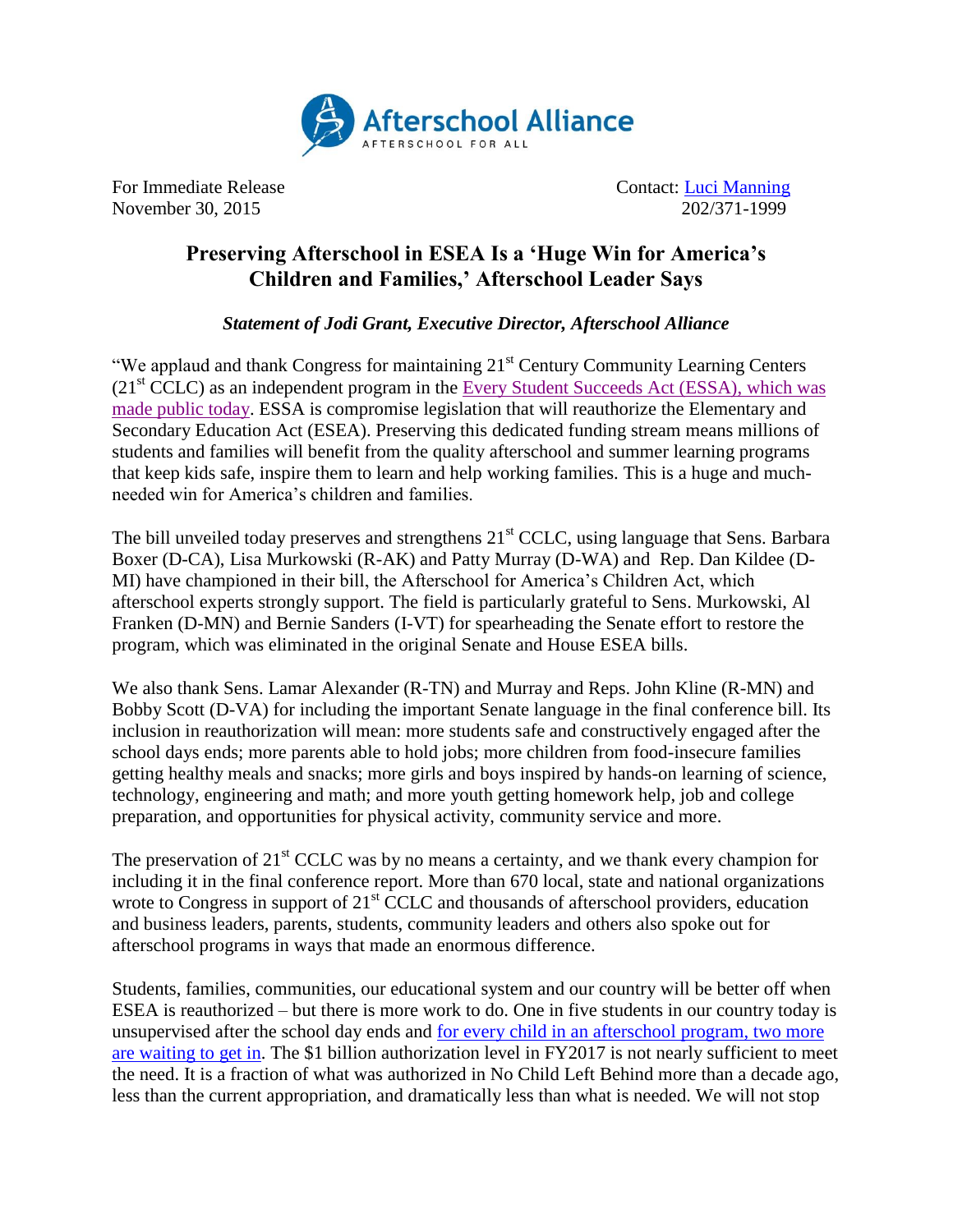Afterschool Alliance
AFTERSCHOOL FOR ALL

For Immediate Release
November 30, 2015

Contact: Luci Manning
202/371-1999

# Preserving Afterschool in ESEA Is a 'Huge Win for America's Children and Families,' Afterschool Leader Says

***Statement of Jodi Grant, Executive Director, Afterschool Alliance***

"We applaud and thank Congress for maintaining 21st Century Community Learning Centers (21st CCLC) as an independent program in the Every Student Succeeds Act (ESSA), which was made public today. ESSA is compromise legislation that will reauthorize the Elementary and Secondary Education Act (ESEA). Preserving this dedicated funding stream means millions of students and families will benefit from the quality afterschool and summer learning programs that keep kids safe, inspire them to learn and help working families. This is a huge and much-needed win for America's children and families.

The bill unveiled today preserves and strengthens 21st CCLC, using language that Sens. Barbara Boxer (D-CA), Lisa Murkowski (R-AK) and Patty Murray (D-WA) and Rep. Dan Kildee (D-MI) have championed in their bill, the Afterschool for America's Children Act, which afterschool experts strongly support. The field is particularly grateful to Sens. Murkowski, Al Franken (D-MN) and Bernie Sanders (I-VT) for spearheading the Senate effort to restore the program, which was eliminated in the original Senate and House ESEA bills.

We also thank Sens. Lamar Alexander (R-TN) and Murray and Reps. John Kline (R-MN) and Bobby Scott (D-VA) for including the important Senate language in the final conference bill. Its inclusion in reauthorization will mean: more students safe and constructively engaged after the school days ends; more parents able to hold jobs; more children from food-insecure families getting healthy meals and snacks; more girls and boys inspired by hands-on learning of science, technology, engineering and math; and more youth getting homework help, job and college preparation, and opportunities for physical activity, community service and more.

The preservation of 21st CCLC was by no means a certainty, and we thank every champion for including it in the final conference report. More than 670 local, state and national organizations wrote to Congress in support of 21st CCLC and thousands of afterschool providers, education and business leaders, parents, students, community leaders and others also spoke out for afterschool programs in ways that made an enormous difference.

Students, families, communities, our educational system and our country will be better off when ESEA is reauthorized – but there is more work to do. One in five students in our country today is unsupervised after the school day ends and for every child in an afterschool program, two more are waiting to get in. The $1 billion authorization level in FY2017 is not nearly sufficient to meet the need. It is a fraction of what was authorized in No Child Left Behind more than a decade ago, less than the current appropriation, and dramatically less than what is needed. We will not stop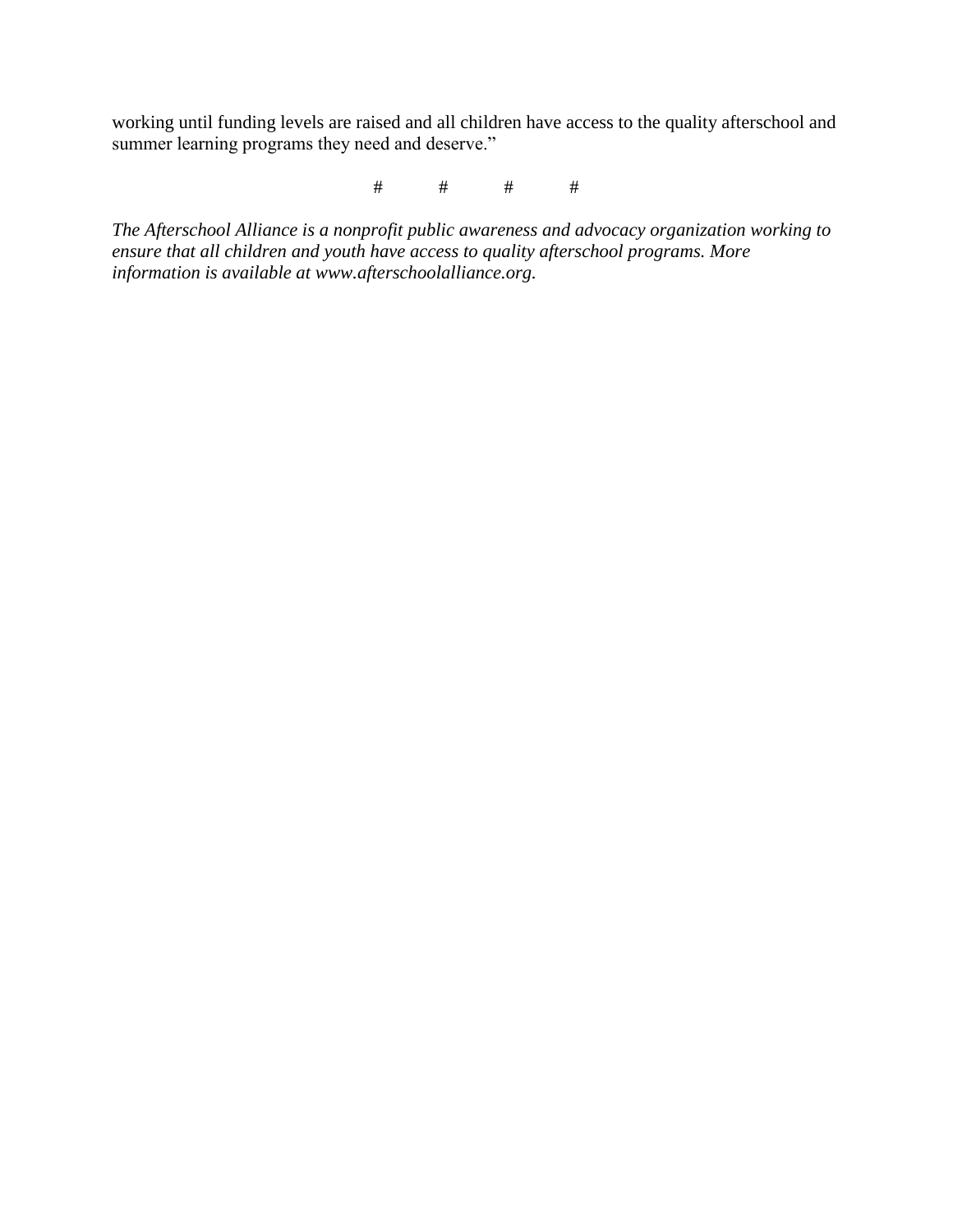working until funding levels are raised and all children have access to the quality afterschool and summer learning programs they need and deserve."

# # # #

*The Afterschool Alliance is a nonprofit public awareness and advocacy organization working to ensure that all children and youth have access to quality afterschool programs. More information is available at www.afterschoolalliance.org.*